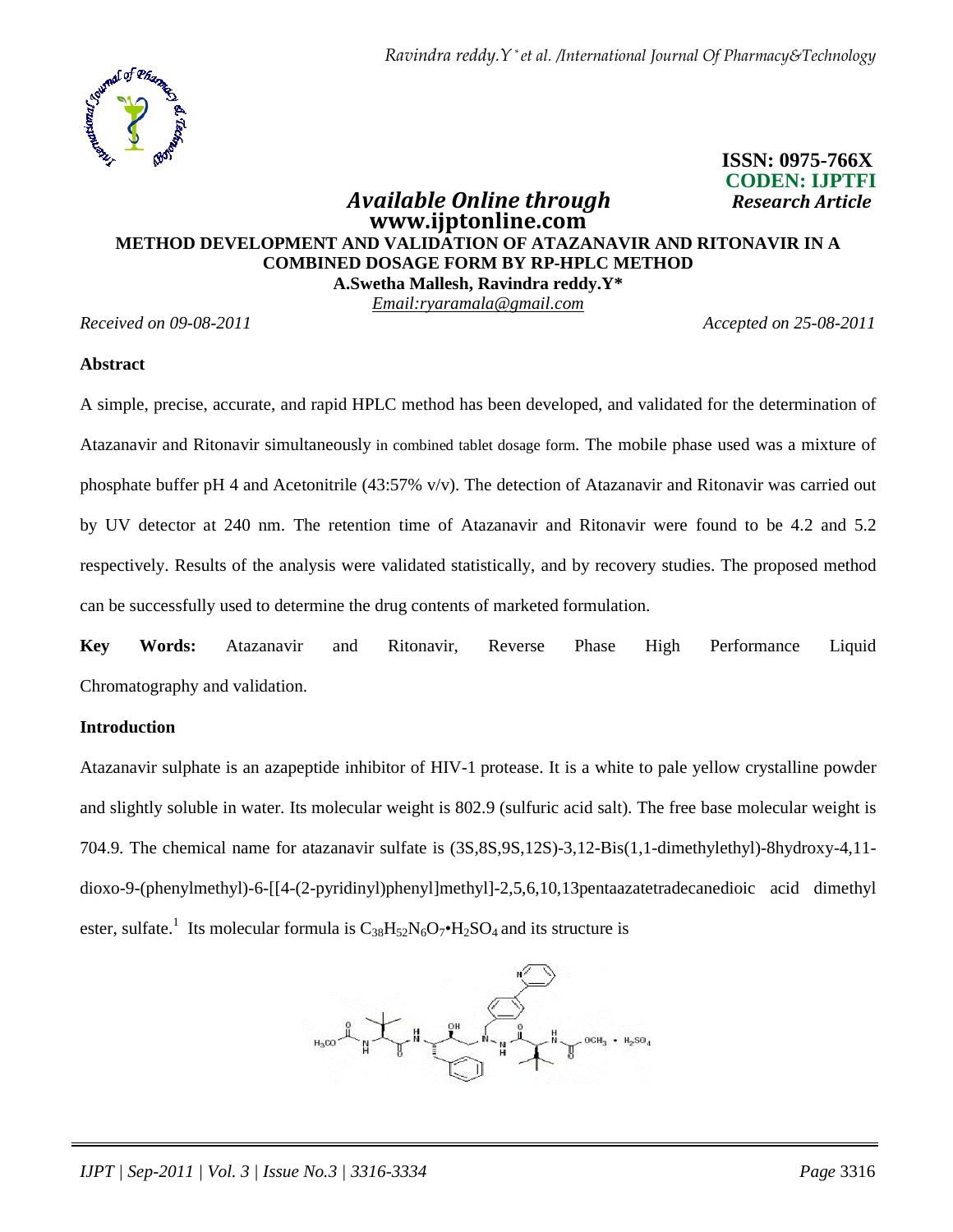ISSN: 0975-766X
CODEN: IJPTFI
*Research Article*

*Available Online through*
**www.ijptonline.com**

# METHOD DEVELOPMENT AND VALIDATION OF ATAZANAVIR AND RITONAVIR IN A COMBINED DOSAGE FORM BY RP-HPLC METHOD

**A.Swetha Mallesh, Ravindra reddy.Y***

*Email:ryaramala@gmail.com*

*Received on 09-08-2011* *Accepted on 25-08-2011*

## Abstract

A simple, precise, accurate, and rapid HPLC method has been developed, and validated for the determination of Atazanavir and Ritonavir simultaneously in combined tablet dosage form. The mobile phase used was a mixture of phosphate buffer pH 4 and Acetonitrile (43:57% v/v). The detection of Atazanavir and Ritonavir was carried out by UV detector at 240 nm. The retention time of Atazanavir and Ritonavir were found to be 4.2 and 5.2 respectively. Results of the analysis were validated statistically, and by recovery studies. The proposed method can be successfully used to determine the drug contents of marketed formulation.

**Key Words:** Atazanavir and Ritonavir, Reverse Phase High Performance Liquid Chromatography and validation.

## Introduction

Atazanavir sulphate is an azapeptide inhibitor of HIV-1 protease. It is a white to pale yellow crystalline powder and slightly soluble in water. Its molecular weight is 802.9 (sulfuric acid salt). The free base molecular weight is 704.9. The chemical name for atazanavir sulfate is (3S,8S,9S,12S)-3,12-Bis(1,1-dimethylethyl)-8hydroxy-4,11-dioxo-9-(phenylmethyl)-6-[[4-(2-pyridinyl)phenyl]methyl]-2,5,6,10,13pentaazatetradecanedioic acid dimethyl ester, sulfate.[1] Its molecular formula is $C_{38}H_{52}N_6O_7 \cdot H_2SO_4$ and its structure is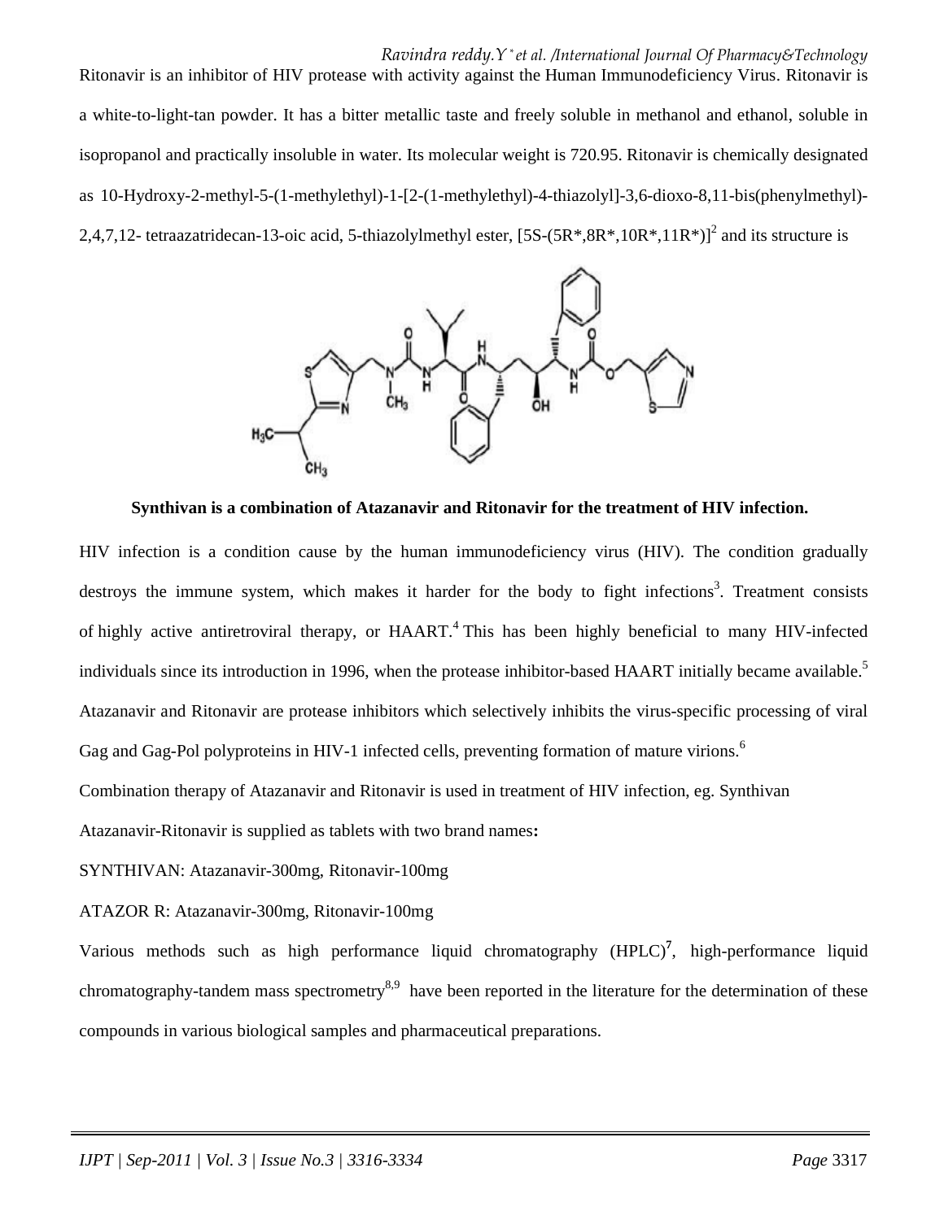Ritonavir is an inhibitor of HIV protease with activity against the Human Immunodeficiency Virus. Ritonavir is a white-to-light-tan powder. It has a bitter metallic taste and freely soluble in methanol and ethanol, soluble in isopropanol and practically insoluble in water. Its molecular weight is 720.95. Ritonavir is chemically designated as 10-Hydroxy-2-methyl-5-(1-methylethyl)-1-[2-(1-methylethyl)-4-thiazolyl]-3,6-dioxo-8,11-bis(phenylmethyl)-2,4,7,12- tetraazatridecan-13-oic acid, 5-thiazolylmethyl ester, [5S-(5R*,8R*,10R*,11R*)][2] and its structure is

**Synthivan is a combination of Atazanavir and Ritonavir for the treatment of HIV infection.**

HIV infection is a condition cause by the human immunodeficiency virus (HIV). The condition gradually destroys the immune system, which makes it harder for the body to fight infections[3]. Treatment consists of highly active antiretroviral therapy, or HAART.[4] This has been highly beneficial to many HIV-infected individuals since its introduction in 1996, when the protease inhibitor-based HAART initially became available.[5] Atazanavir and Ritonavir are protease inhibitors which selectively inhibits the virus-specific processing of viral Gag and Gag-Pol polyproteins in HIV-1 infected cells, preventing formation of mature virions.[6]

Combination therapy of Atazanavir and Ritonavir is used in treatment of HIV infection, eg. Synthivan

Atazanavir-Ritonavir is supplied as tablets with two brand names**:**

SYNTHIVAN: Atazanavir-300mg, Ritonavir-100mg

ATAZOR R: Atazanavir-300mg, Ritonavir-100mg

Various methods such as high performance liquid chromatography (HPLC)[7], high-performance liquid chromatography-tandem mass spectrometry[8,9] have been reported in the literature for the determination of these compounds in various biological samples and pharmaceutical preparations.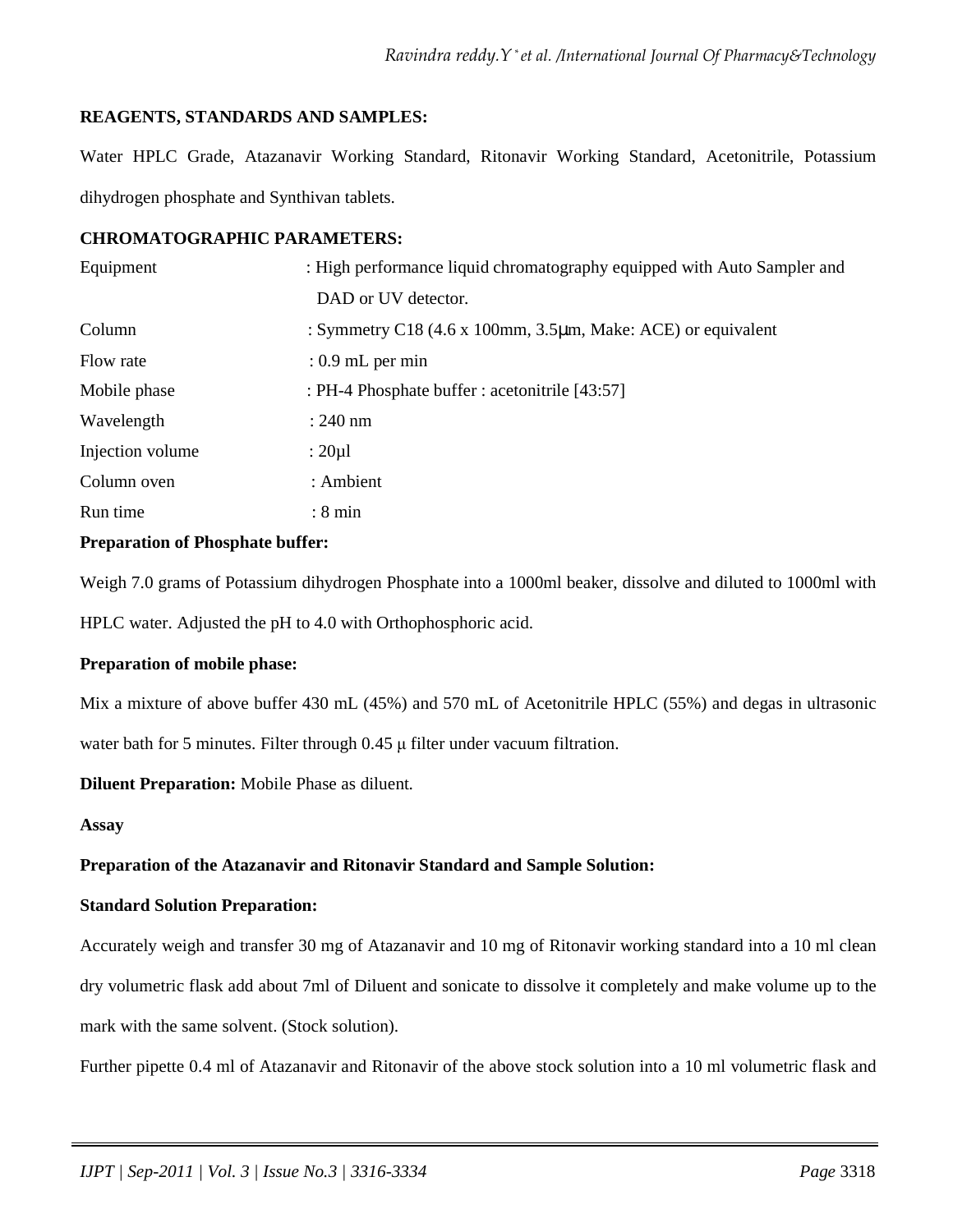**REAGENTS, STANDARDS AND SAMPLES:**

Water HPLC Grade, Atazanavir Working Standard, Ritonavir Working Standard, Acetonitrile, Potassium dihydrogen phosphate and Synthivan tablets.

**CHROMATOGRAPHIC PARAMETERS:**

| | |
|---|---|
| Equipment | : High performance liquid chromatography equipped with Auto Sampler and DAD or UV detector. |
| Column | : Symmetry C18 (4.6 x 100mm, 3.5μm, Make: ACE) or equivalent |
| Flow rate | : 0.9 mL per min |
| Mobile phase | : PH-4 Phosphate buffer : acetonitrile [43:57] |
| Wavelength | : 240 nm |
| Injection volume | : 20µl |
| Column oven | : Ambient |
| Run time | : 8 min |

**Preparation of Phosphate buffer:**

Weigh 7.0 grams of Potassium dihydrogen Phosphate into a 1000ml beaker, dissolve and diluted to 1000ml with HPLC water. Adjusted the pH to 4.0 with Orthophosphoric acid.

**Preparation of mobile phase:**

Mix a mixture of above buffer 430 mL (45%) and 570 mL of Acetonitrile HPLC (55%) and degas in ultrasonic water bath for 5 minutes. Filter through 0.45 μ filter under vacuum filtration.

**Diluent Preparation:** Mobile Phase as diluent.

**Assay**

**Preparation of the Atazanavir and Ritonavir Standard and Sample Solution:**

**Standard Solution Preparation:**

Accurately weigh and transfer 30 mg of Atazanavir and 10 mg of Ritonavir working standard into a 10 ml clean dry volumetric flask add about 7ml of Diluent and sonicate to dissolve it completely and make volume up to the mark with the same solvent. (Stock solution).

Further pipette 0.4 ml of Atazanavir and Ritonavir of the above stock solution into a 10 ml volumetric flask and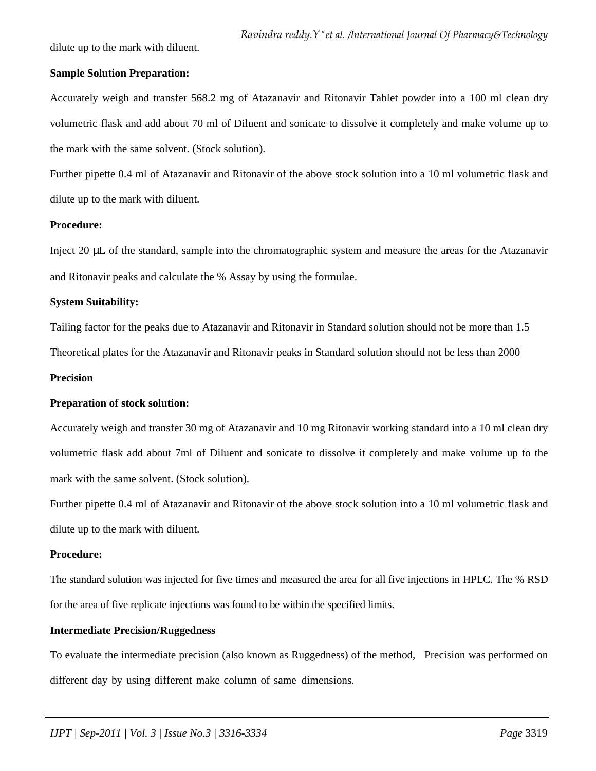dilute up to the mark with diluent.

**Sample Solution Preparation:**

Accurately weigh and transfer 568.2 mg of Atazanavir and Ritonavir Tablet powder into a 100 ml clean dry volumetric flask and add about 70 ml of Diluent and sonicate to dissolve it completely and make volume up to the mark with the same solvent. (Stock solution).

Further pipette 0.4 ml of Atazanavir and Ritonavir of the above stock solution into a 10 ml volumetric flask and dilute up to the mark with diluent.

**Procedure:**

Inject 20 μL of the standard, sample into the chromatographic system and measure the areas for the Atazanavir and Ritonavir peaks and calculate the % Assay by using the formulae.

**System Suitability:**

Tailing factor for the peaks due to Atazanavir and Ritonavir in Standard solution should not be more than 1.5

Theoretical plates for the Atazanavir and Ritonavir peaks in Standard solution should not be less than 2000

**Precision**

**Preparation of stock solution:**

Accurately weigh and transfer 30 mg of Atazanavir and 10 mg Ritonavir working standard into a 10 ml clean dry volumetric flask add about 7ml of Diluent and sonicate to dissolve it completely and make volume up to the mark with the same solvent. (Stock solution).

Further pipette 0.4 ml of Atazanavir and Ritonavir of the above stock solution into a 10 ml volumetric flask and dilute up to the mark with diluent.

**Procedure:**

The standard solution was injected for five times and measured the area for all five injections in HPLC. The % RSD for the area of five replicate injections was found to be within the specified limits.

**Intermediate Precision/Ruggedness**

To evaluate the intermediate precision (also known as Ruggedness) of the method, Precision was performed on different day by using different make column of same dimensions.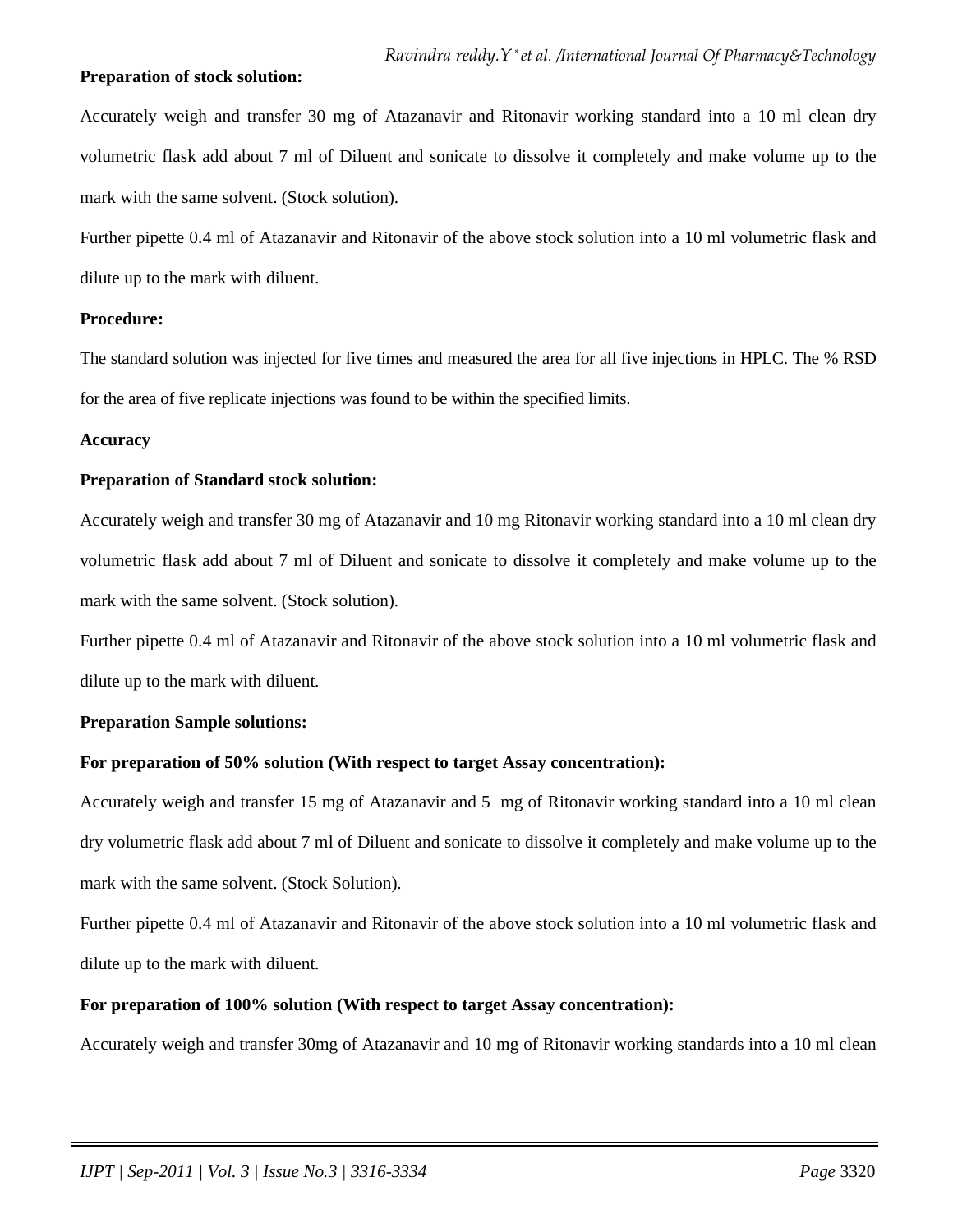**Preparation of stock solution:**

Accurately weigh and transfer 30 mg of Atazanavir and Ritonavir working standard into a 10 ml clean dry volumetric flask add about 7 ml of Diluent and sonicate to dissolve it completely and make volume up to the mark with the same solvent. (Stock solution).

Further pipette 0.4 ml of Atazanavir and Ritonavir of the above stock solution into a 10 ml volumetric flask and dilute up to the mark with diluent.

**Procedure:**

The standard solution was injected for five times and measured the area for all five injections in HPLC. The % RSD for the area of five replicate injections was found to be within the specified limits.

**Accuracy**

**Preparation of Standard stock solution:**

Accurately weigh and transfer 30 mg of Atazanavir and 10 mg Ritonavir working standard into a 10 ml clean dry volumetric flask add about 7 ml of Diluent and sonicate to dissolve it completely and make volume up to the mark with the same solvent. (Stock solution).

Further pipette 0.4 ml of Atazanavir and Ritonavir of the above stock solution into a 10 ml volumetric flask and dilute up to the mark with diluent.

**Preparation Sample solutions:**

**For preparation of 50% solution (With respect to target Assay concentration):**

Accurately weigh and transfer 15 mg of Atazanavir and 5 mg of Ritonavir working standard into a 10 ml clean dry volumetric flask add about 7 ml of Diluent and sonicate to dissolve it completely and make volume up to the mark with the same solvent. (Stock Solution).

Further pipette 0.4 ml of Atazanavir and Ritonavir of the above stock solution into a 10 ml volumetric flask and dilute up to the mark with diluent.

**For preparation of 100% solution (With respect to target Assay concentration):**

Accurately weigh and transfer 30mg of Atazanavir and 10 mg of Ritonavir working standards into a 10 ml clean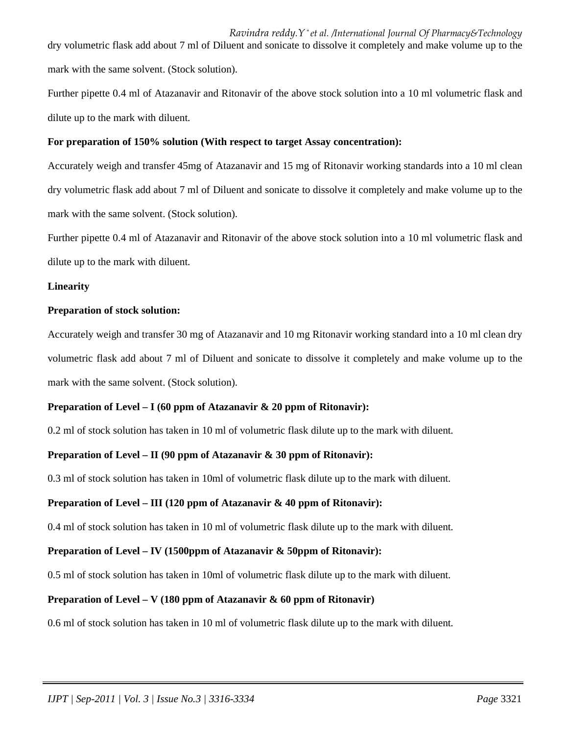dry volumetric flask add about 7 ml of Diluent and sonicate to dissolve it completely and make volume up to the mark with the same solvent. (Stock solution).

Further pipette 0.4 ml of Atazanavir and Ritonavir of the above stock solution into a 10 ml volumetric flask and dilute up to the mark with diluent.

**For preparation of 150% solution (With respect to target Assay concentration):**

Accurately weigh and transfer 45mg of Atazanavir and 15 mg of Ritonavir working standards into a 10 ml clean dry volumetric flask add about 7 ml of Diluent and sonicate to dissolve it completely and make volume up to the mark with the same solvent. (Stock solution).

Further pipette 0.4 ml of Atazanavir and Ritonavir of the above stock solution into a 10 ml volumetric flask and dilute up to the mark with diluent.

**Linearity**

**Preparation of stock solution:**

Accurately weigh and transfer 30 mg of Atazanavir and 10 mg Ritonavir working standard into a 10 ml clean dry volumetric flask add about 7 ml of Diluent and sonicate to dissolve it completely and make volume up to the mark with the same solvent. (Stock solution).

**Preparation of Level – I (60 ppm of Atazanavir & 20 ppm of Ritonavir):**

0.2 ml of stock solution has taken in 10 ml of volumetric flask dilute up to the mark with diluent.

**Preparation of Level – II (90 ppm of Atazanavir & 30 ppm of Ritonavir):**

0.3 ml of stock solution has taken in 10ml of volumetric flask dilute up to the mark with diluent.

**Preparation of Level – III (120 ppm of Atazanavir & 40 ppm of Ritonavir):**

0.4 ml of stock solution has taken in 10 ml of volumetric flask dilute up to the mark with diluent.

**Preparation of Level – IV (1500ppm of Atazanavir & 50ppm of Ritonavir):**

0.5 ml of stock solution has taken in 10ml of volumetric flask dilute up to the mark with diluent.

**Preparation of Level – V (180 ppm of Atazanavir & 60 ppm of Ritonavir)**

0.6 ml of stock solution has taken in 10 ml of volumetric flask dilute up to the mark with diluent.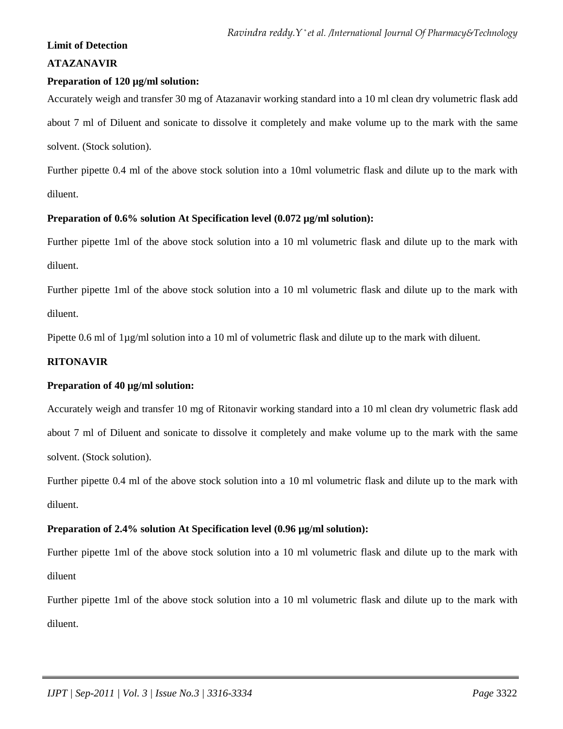**Limit of Detection**

**ATAZANAVIR**

**Preparation of 120 µg/ml solution:**

Accurately weigh and transfer 30 mg of Atazanavir working standard into a 10 ml clean dry volumetric flask add about 7 ml of Diluent and sonicate to dissolve it completely and make volume up to the mark with the same solvent. (Stock solution).

Further pipette 0.4 ml of the above stock solution into a 10ml volumetric flask and dilute up to the mark with diluent.

**Preparation of 0.6% solution At Specification level (0.072 µg/ml solution):**

Further pipette 1ml of the above stock solution into a 10 ml volumetric flask and dilute up to the mark with diluent.

Further pipette 1ml of the above stock solution into a 10 ml volumetric flask and dilute up to the mark with diluent.

Pipette 0.6 ml of 1µg/ml solution into a 10 ml of volumetric flask and dilute up to the mark with diluent.

**RITONAVIR**

**Preparation of 40 µg/ml solution:**

Accurately weigh and transfer 10 mg of Ritonavir working standard into a 10 ml clean dry volumetric flask add about 7 ml of Diluent and sonicate to dissolve it completely and make volume up to the mark with the same solvent. (Stock solution).

Further pipette 0.4 ml of the above stock solution into a 10 ml volumetric flask and dilute up to the mark with diluent.

**Preparation of 2.4% solution At Specification level (0.96 µg/ml solution):**

Further pipette 1ml of the above stock solution into a 10 ml volumetric flask and dilute up to the mark with diluent

Further pipette 1ml of the above stock solution into a 10 ml volumetric flask and dilute up to the mark with diluent.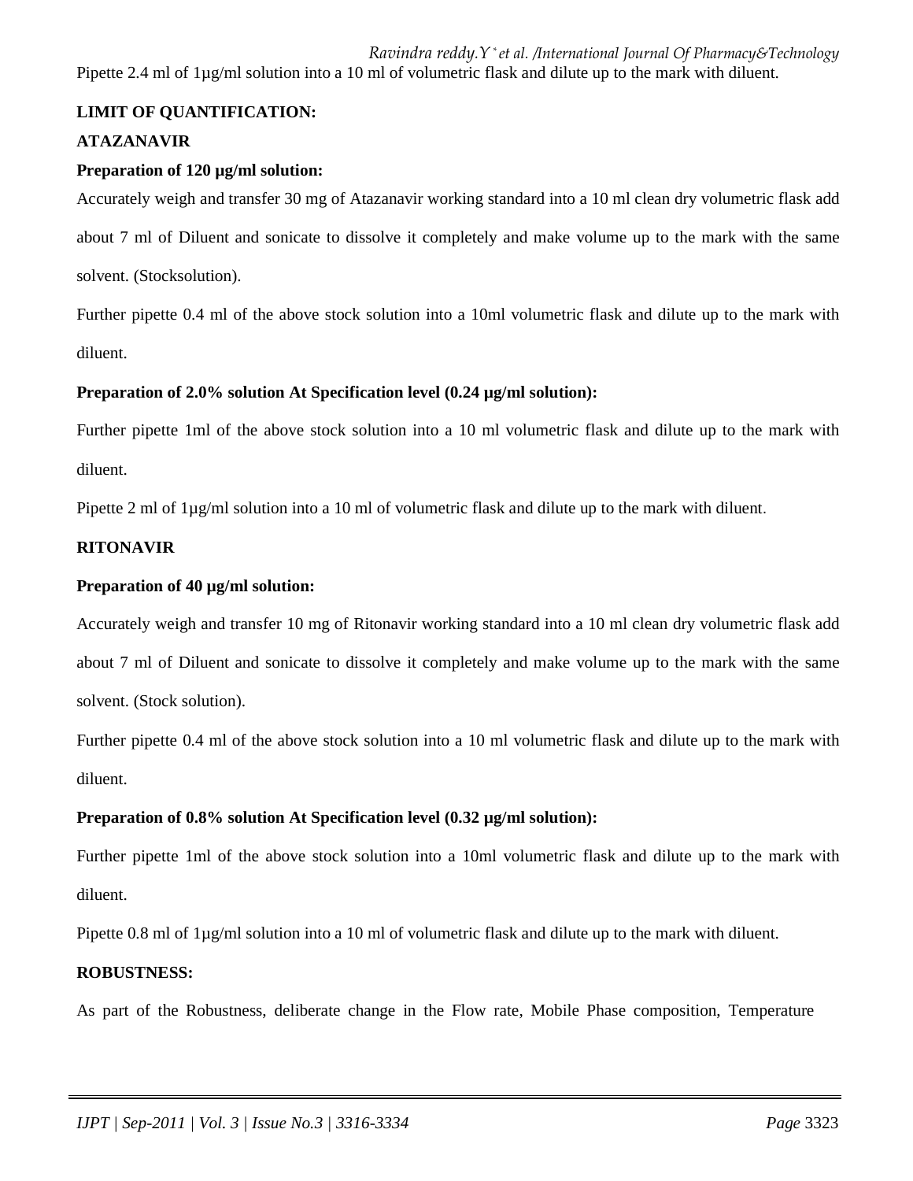Pipette 2.4 ml of 1µg/ml solution into a 10 ml of volumetric flask and dilute up to the mark with diluent.

**LIMIT OF QUANTIFICATION:**

**ATAZANAVIR**

**Preparation of 120 µg/ml solution:**

Accurately weigh and transfer 30 mg of Atazanavir working standard into a 10 ml clean dry volumetric flask add about 7 ml of Diluent and sonicate to dissolve it completely and make volume up to the mark with the same solvent. (Stocksolution).

Further pipette 0.4 ml of the above stock solution into a 10ml volumetric flask and dilute up to the mark with diluent.

**Preparation of 2.0% solution At Specification level (0.24 µg/ml solution):**

Further pipette 1ml of the above stock solution into a 10 ml volumetric flask and dilute up to the mark with diluent.

Pipette 2 ml of 1µg/ml solution into a 10 ml of volumetric flask and dilute up to the mark with diluent.

**RITONAVIR**

**Preparation of 40 µg/ml solution:**

Accurately weigh and transfer 10 mg of Ritonavir working standard into a 10 ml clean dry volumetric flask add about 7 ml of Diluent and sonicate to dissolve it completely and make volume up to the mark with the same solvent. (Stock solution).

Further pipette 0.4 ml of the above stock solution into a 10 ml volumetric flask and dilute up to the mark with diluent.

**Preparation of 0.8% solution At Specification level (0.32 µg/ml solution):**

Further pipette 1ml of the above stock solution into a 10ml volumetric flask and dilute up to the mark with diluent.

Pipette 0.8 ml of 1µg/ml solution into a 10 ml of volumetric flask and dilute up to the mark with diluent.

**ROBUSTNESS:**

As part of the Robustness, deliberate change in the Flow rate, Mobile Phase composition, Temperature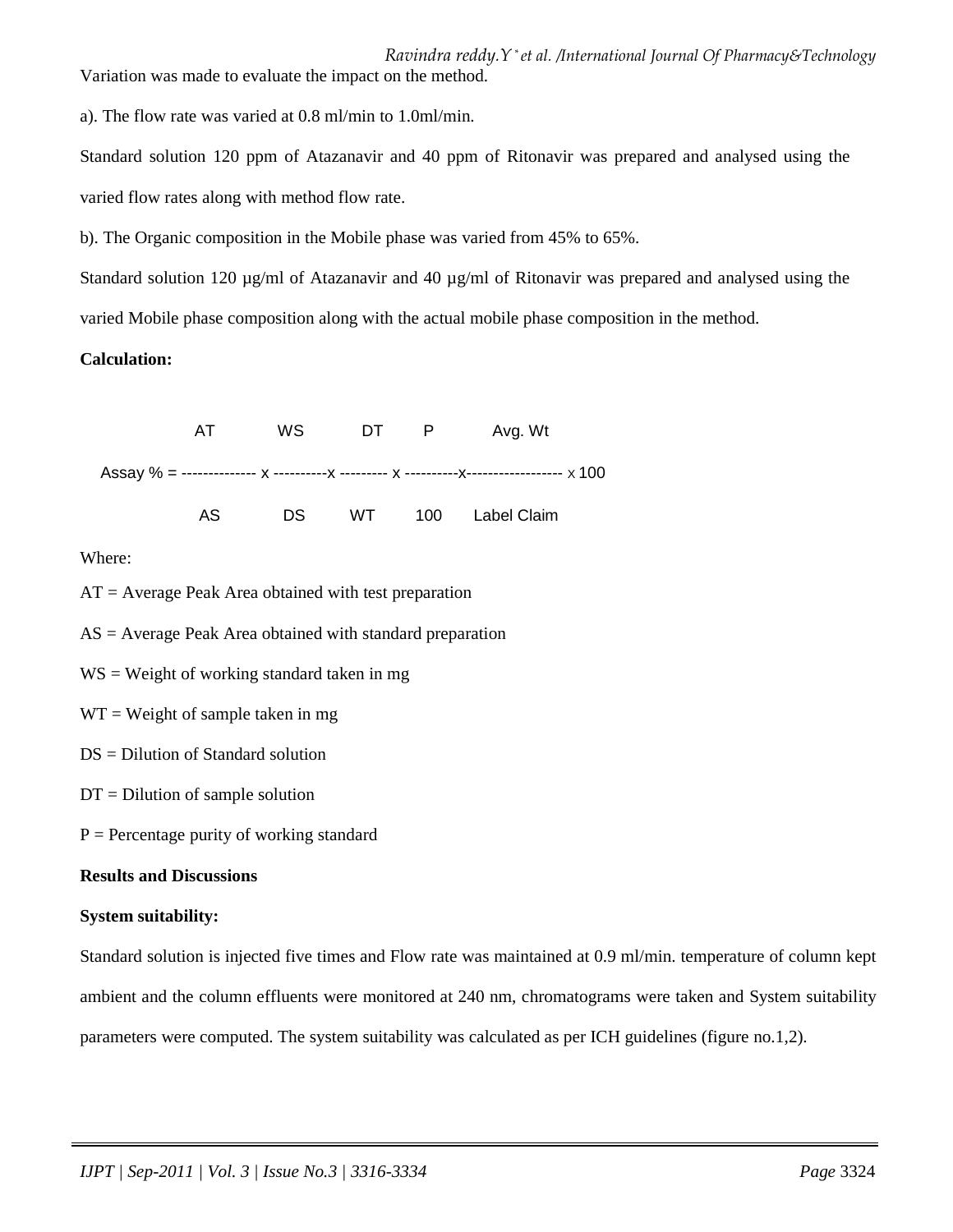Variation was made to evaluate the impact on the method.

a). The flow rate was varied at 0.8 ml/min to 1.0ml/min.

Standard solution 120 ppm of Atazanavir and 40 ppm of Ritonavir was prepared and analysed using the varied flow rates along with method flow rate.

b). The Organic composition in the Mobile phase was varied from 45% to 65%.

Standard solution 120 µg/ml of Atazanavir and 40 µg/ml of Ritonavir was prepared and analysed using the varied Mobile phase composition along with the actual mobile phase composition in the method.

**Calculation:**

$$\text{Assay \%} = \frac{AT}{AS} \times \frac{WS}{DS} \times \frac{DT}{WT} \times \frac{P}{100} \times \frac{\text{Avg. Wt}}{\text{Label Claim}} \times 100$$

Where:

AT = Average Peak Area obtained with test preparation

AS = Average Peak Area obtained with standard preparation

WS = Weight of working standard taken in mg

WT = Weight of sample taken in mg

DS = Dilution of Standard solution

DT = Dilution of sample solution

P = Percentage purity of working standard

**Results and Discussions**

**System suitability:**

Standard solution is injected five times and Flow rate was maintained at 0.9 ml/min. temperature of column kept ambient and the column effluents were monitored at 240 nm, chromatograms were taken and System suitability parameters were computed. The system suitability was calculated as per ICH guidelines (figure no.1,2).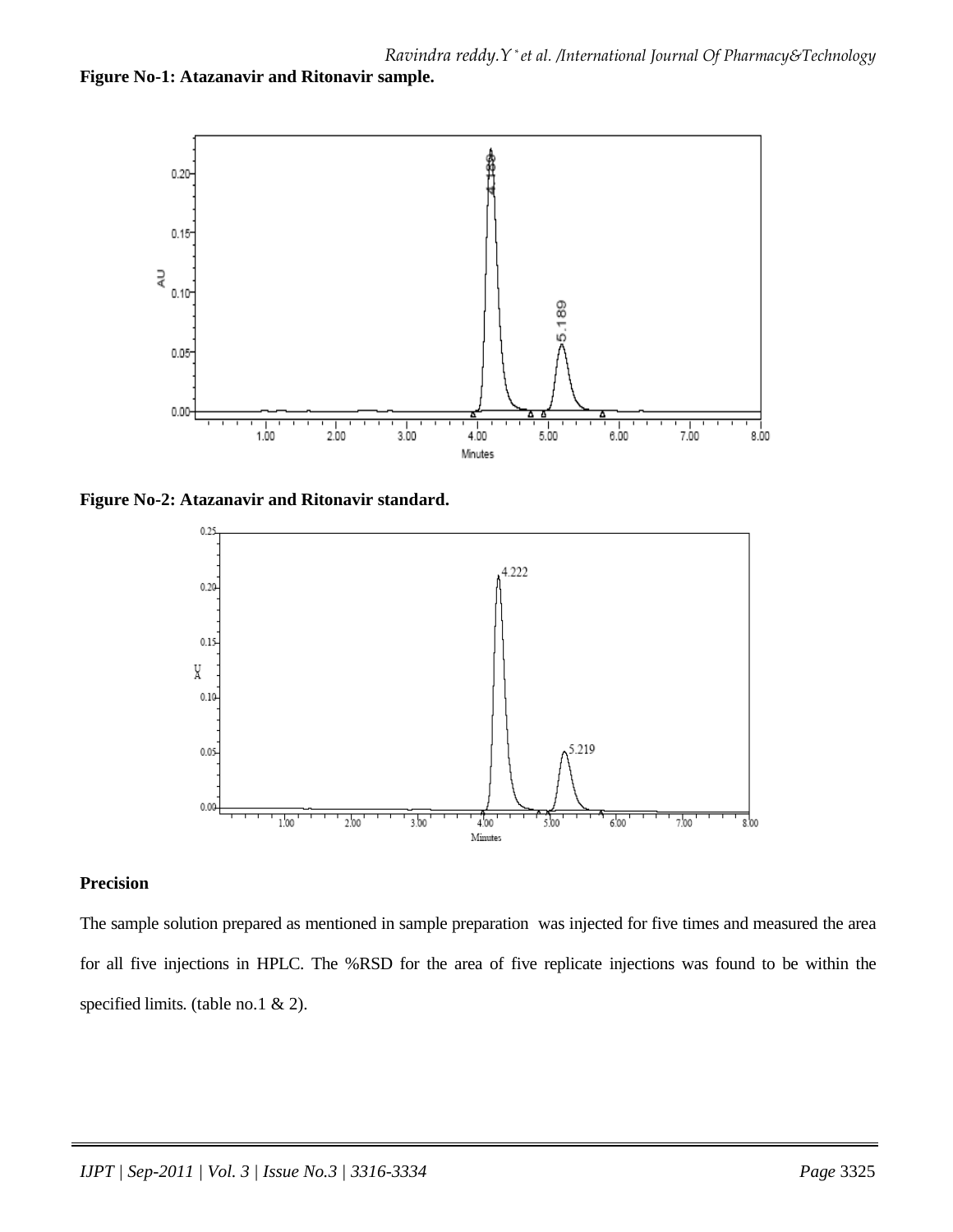**Figure No-1: Atazanavir and Ritonavir sample.**

**Figure No-2: Atazanavir and Ritonavir standard.**

**Precision**

The sample solution prepared as mentioned in sample preparation was injected for five times and measured the area for all five injections in HPLC. The %RSD for the area of five replicate injections was found to be within the specified limits. (table no.1 & 2).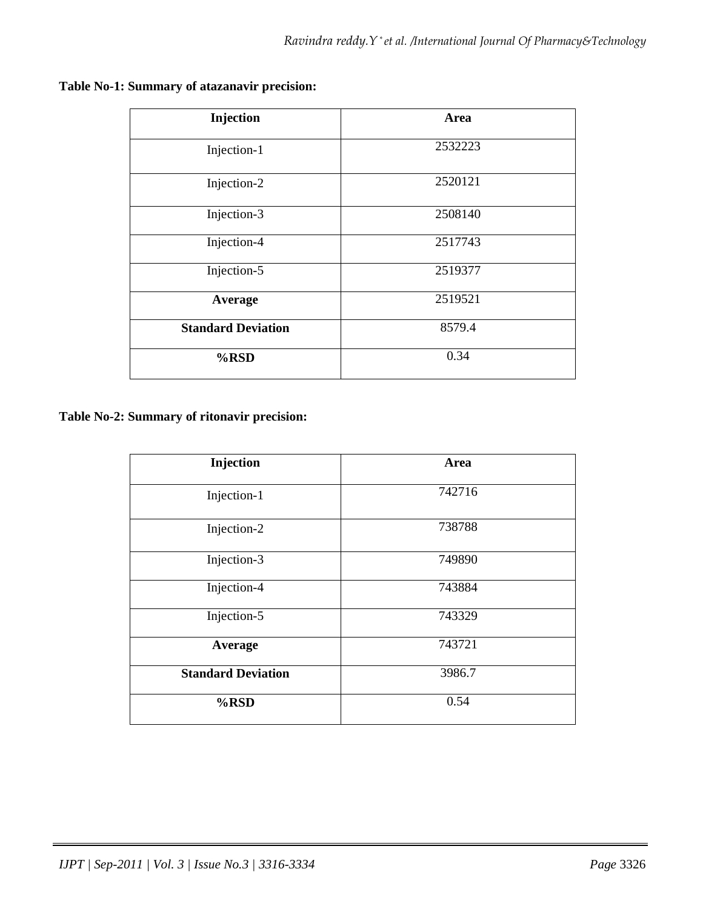**Table No-1: Summary of atazanavir precision:**

| Injection | Area |
|---|---|
| Injection-1 | 2532223 |
| Injection-2 | 2520121 |
| Injection-3 | 2508140 |
| Injection-4 | 2517743 |
| Injection-5 | 2519377 |
| **Average** | 2519521 |
| **Standard Deviation** | 8579.4 |
| **%RSD** | 0.34 |

**Table No-2: Summary of ritonavir precision:**

| Injection | Area |
|---|---|
| Injection-1 | 742716 |
| Injection-2 | 738788 |
| Injection-3 | 749890 |
| Injection-4 | 743884 |
| Injection-5 | 743329 |
| **Average** | 743721 |
| **Standard Deviation** | 3986.7 |
| **%RSD** | 0.54 |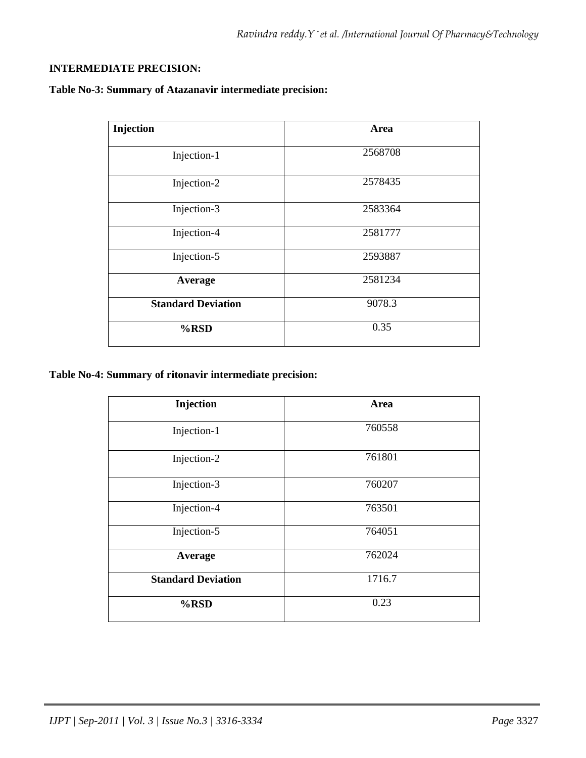**INTERMEDIATE PRECISION:**

**Table No-3: Summary of Atazanavir intermediate precision:**

| Injection | Area |
|---|---|
| Injection-1 | 2568708 |
| Injection-2 | 2578435 |
| Injection-3 | 2583364 |
| Injection-4 | 2581777 |
| Injection-5 | 2593887 |
| **Average** | 2581234 |
| **Standard Deviation** | 9078.3 |
| **%RSD** | 0.35 |

**Table No-4: Summary of ritonavir intermediate precision:**

| Injection | Area |
|---|---|
| Injection-1 | 760558 |
| Injection-2 | 761801 |
| Injection-3 | 760207 |
| Injection-4 | 763501 |
| Injection-5 | 764051 |
| **Average** | 762024 |
| **Standard Deviation** | 1716.7 |
| **%RSD** | 0.23 |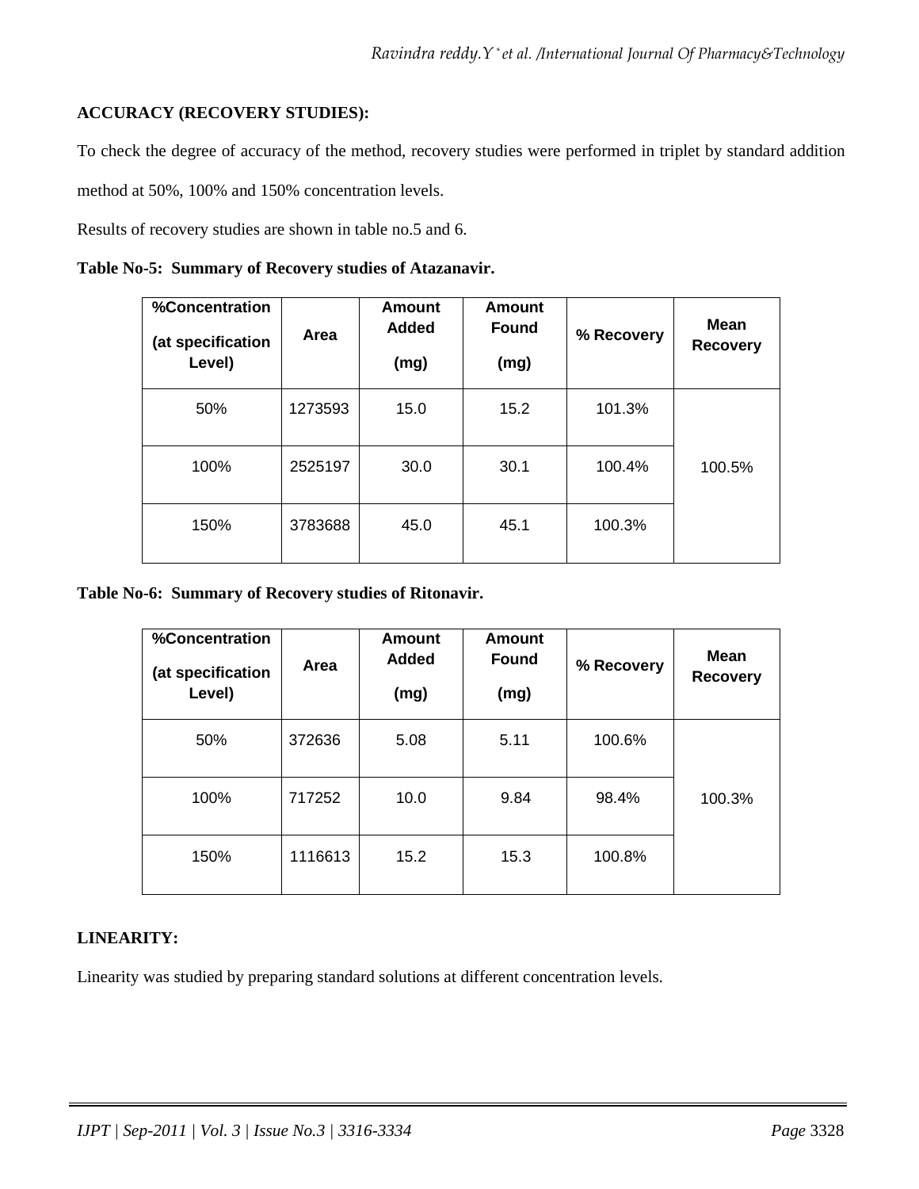**ACCURACY (RECOVERY STUDIES):**

To check the degree of accuracy of the method, recovery studies were performed in triplet by standard addition method at 50%, 100% and 150% concentration levels.

Results of recovery studies are shown in table no.5 and 6.

**Table No-5: Summary of Recovery studies of Atazanavir.**

| %Concentration (at specification Level) | Area | Amount Added (mg) | Amount Found (mg) | % Recovery | Mean Recovery |
|---|---|---|---|---|---|
| 50% | 1273593 | 15.0 | 15.2 | 101.3% | 100.5% |
| 100% | 2525197 | 30.0 | 30.1 | 100.4% | |
| 150% | 3783688 | 45.0 | 45.1 | 100.3% | |

**Table No-6: Summary of Recovery studies of Ritonavir.**

| %Concentration (at specification Level) | Area | Amount Added (mg) | Amount Found (mg) | % Recovery | Mean Recovery |
|---|---|---|---|---|---|
| 50% | 372636 | 5.08 | 5.11 | 100.6% | 100.3% |
| 100% | 717252 | 10.0 | 9.84 | 98.4% | |
| 150% | 1116613 | 15.2 | 15.3 | 100.8% | |

**LINEARITY:**

Linearity was studied by preparing standard solutions at different concentration levels.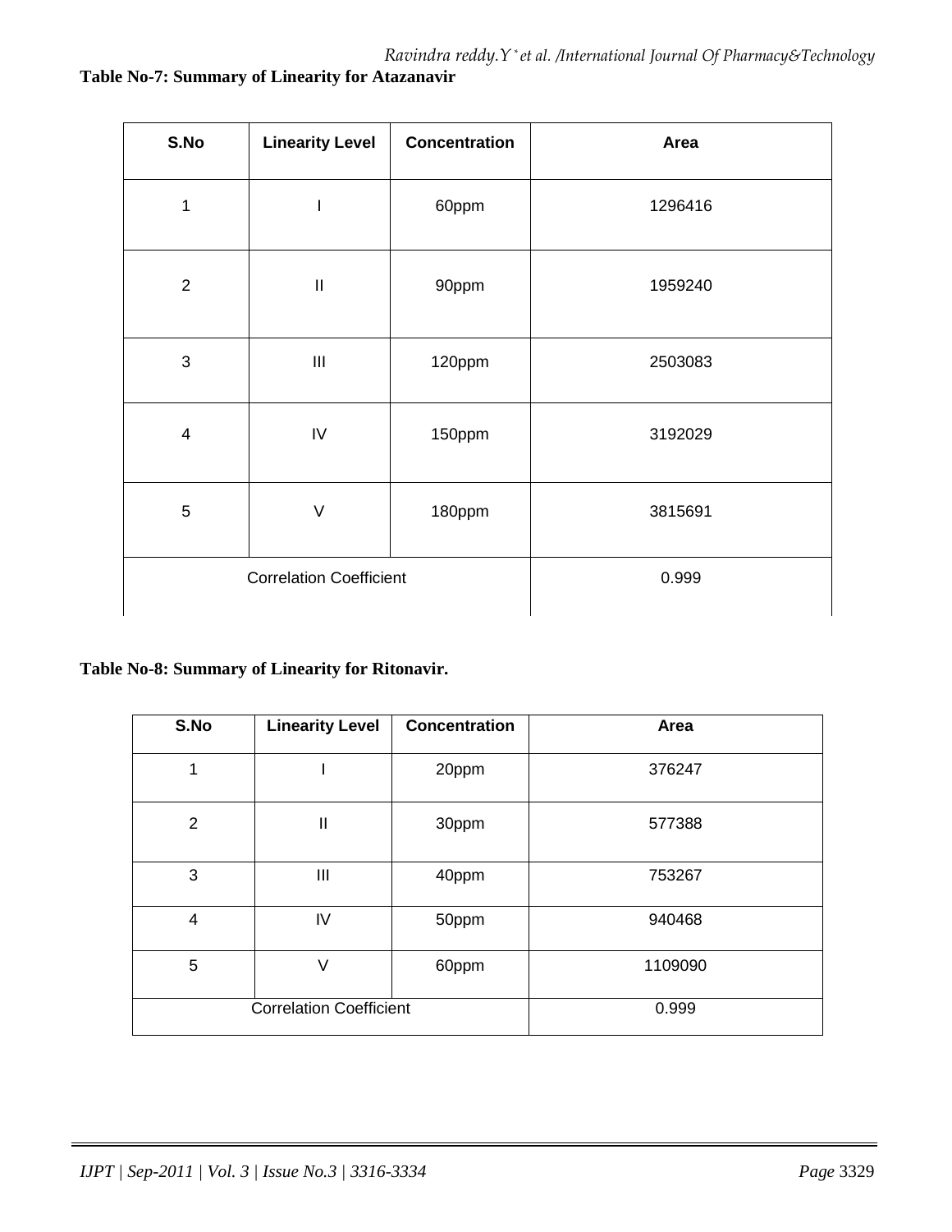**Table No-7: Summary of Linearity for Atazanavir**

| S.No | Linearity Level | Concentration | Area |
|---|---|---|---|
| 1 | I | 60ppm | 1296416 |
| 2 | II | 90ppm | 1959240 |
| 3 | III | 120ppm | 2503083 |
| 4 | IV | 150ppm | 3192029 |
| 5 | V | 180ppm | 3815691 |
| Correlation Coefficient | | | 0.999 |

**Table No-8: Summary of Linearity for Ritonavir.**

| S.No | Linearity Level | Concentration | Area |
|---|---|---|---|
| 1 | I | 20ppm | 376247 |
| 2 | II | 30ppm | 577388 |
| 3 | III | 40ppm | 753267 |
| 4 | IV | 50ppm | 940468 |
| 5 | V | 60ppm | 1109090 |
| Correlation Coefficient | | | 0.999 |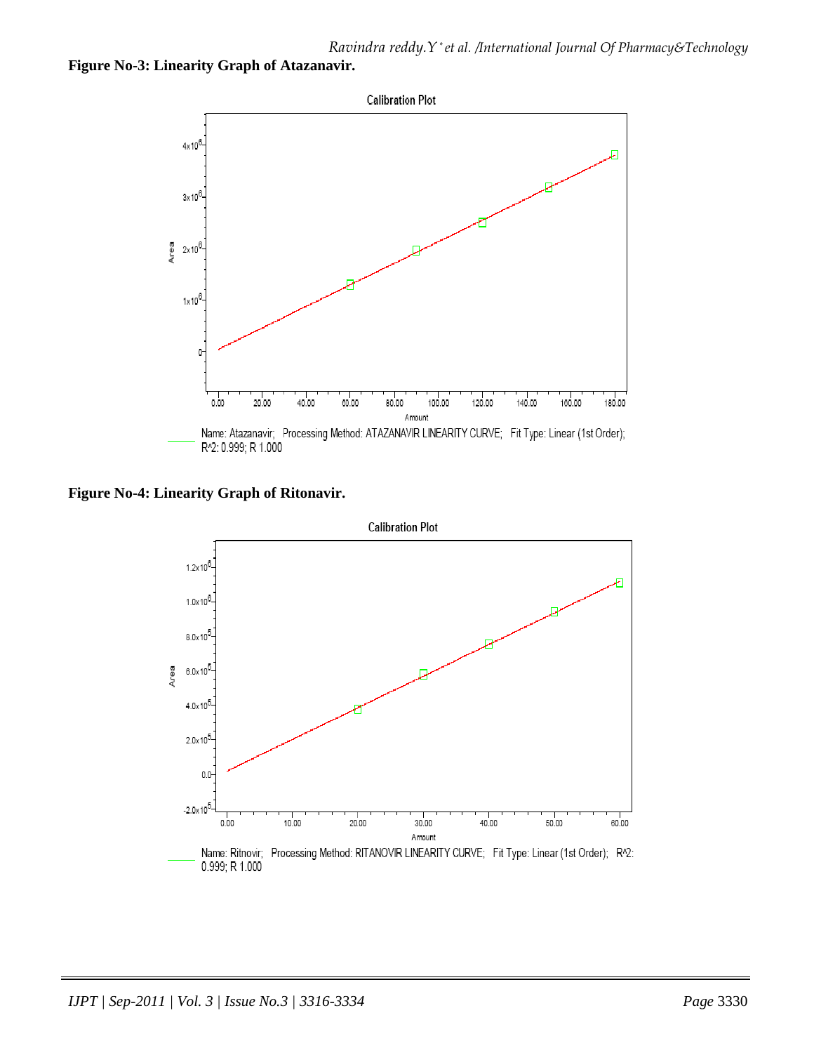**Figure No-3: Linearity Graph of Atazanavir.**

Calibration Plot

Name: Atazanavir; Processing Method: ATAZANAVIR LINEARITY CURVE; Fit Type: Linear (1st Order); R^2: 0.999; R 1.000

**Figure No-4: Linearity Graph of Ritonavir.**

Calibration Plot

Name: Ritnovir; Processing Method: RITANOVIR LINEARITY CURVE; Fit Type: Linear (1st Order); R^2: 0.999; R 1.000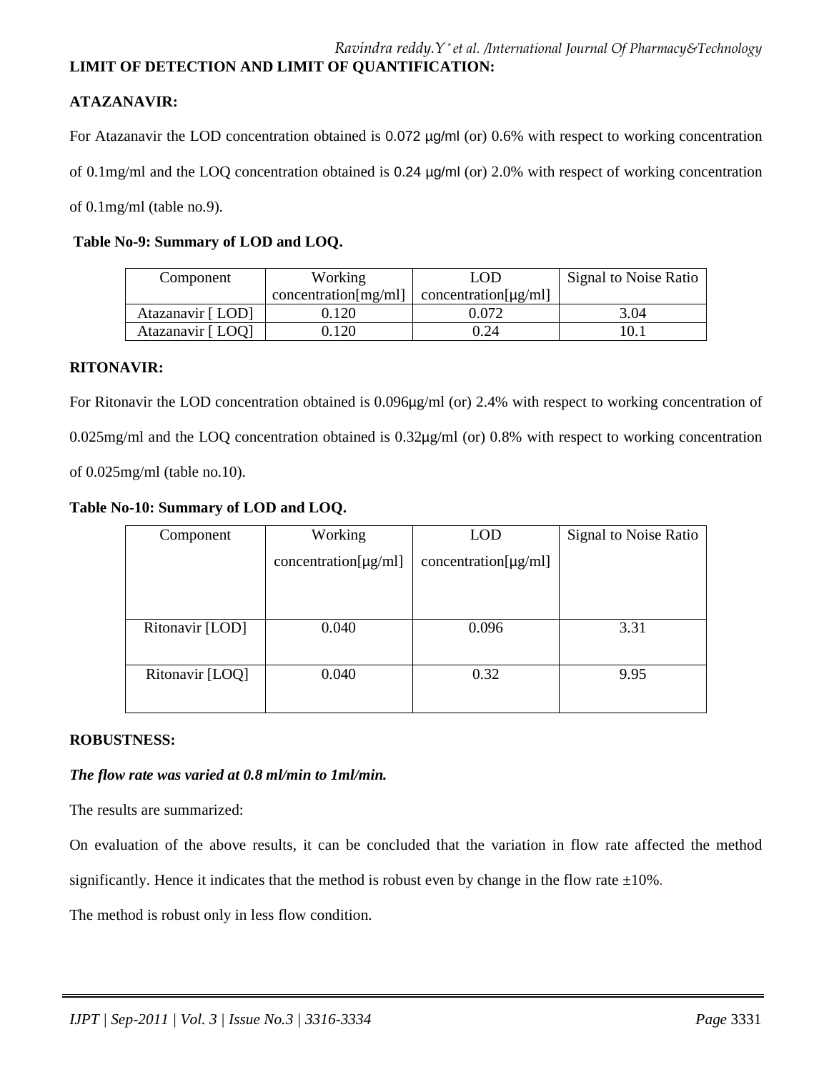## LIMIT OF DETECTION AND LIMIT OF QUANTIFICATION:

### ATAZANAVIR:

For Atazanavir the LOD concentration obtained is 0.072 µg/ml (or) 0.6% with respect to working concentration of 0.1mg/ml and the LOQ concentration obtained is 0.24 µg/ml (or) 2.0% with respect of working concentration of 0.1mg/ml (table no.9).

**Table No-9: Summary of LOD and LOQ.**

| Component | Working concentration[mg/ml] | LOD concentration[µg/ml] | Signal to Noise Ratio |
|---|---|---|---|
| Atazanavir [ LOD] | 0.120 | 0.072 | 3.04 |
| Atazanavir [ LOQ] | 0.120 | 0.24 | 10.1 |

### RITONAVIR:

For Ritonavir the LOD concentration obtained is 0.096µg/ml (or) 2.4% with respect to working concentration of 0.025mg/ml and the LOQ concentration obtained is 0.32µg/ml (or) 0.8% with respect to working concentration of 0.025mg/ml (table no.10).

**Table No-10: Summary of LOD and LOQ.**

| Component | Working concentration[µg/ml] | LOD concentration[µg/ml] | Signal to Noise Ratio |
|---|---|---|---|
| Ritonavir [LOD] | 0.040 | 0.096 | 3.31 |
| Ritonavir [LOQ] | 0.040 | 0.32 | 9.95 |

### ROBUSTNESS:

***The flow rate was varied at 0.8 ml/min to 1ml/min.***

The results are summarized:

On evaluation of the above results, it can be concluded that the variation in flow rate affected the method significantly. Hence it indicates that the method is robust even by change in the flow rate ±10%.

The method is robust only in less flow condition.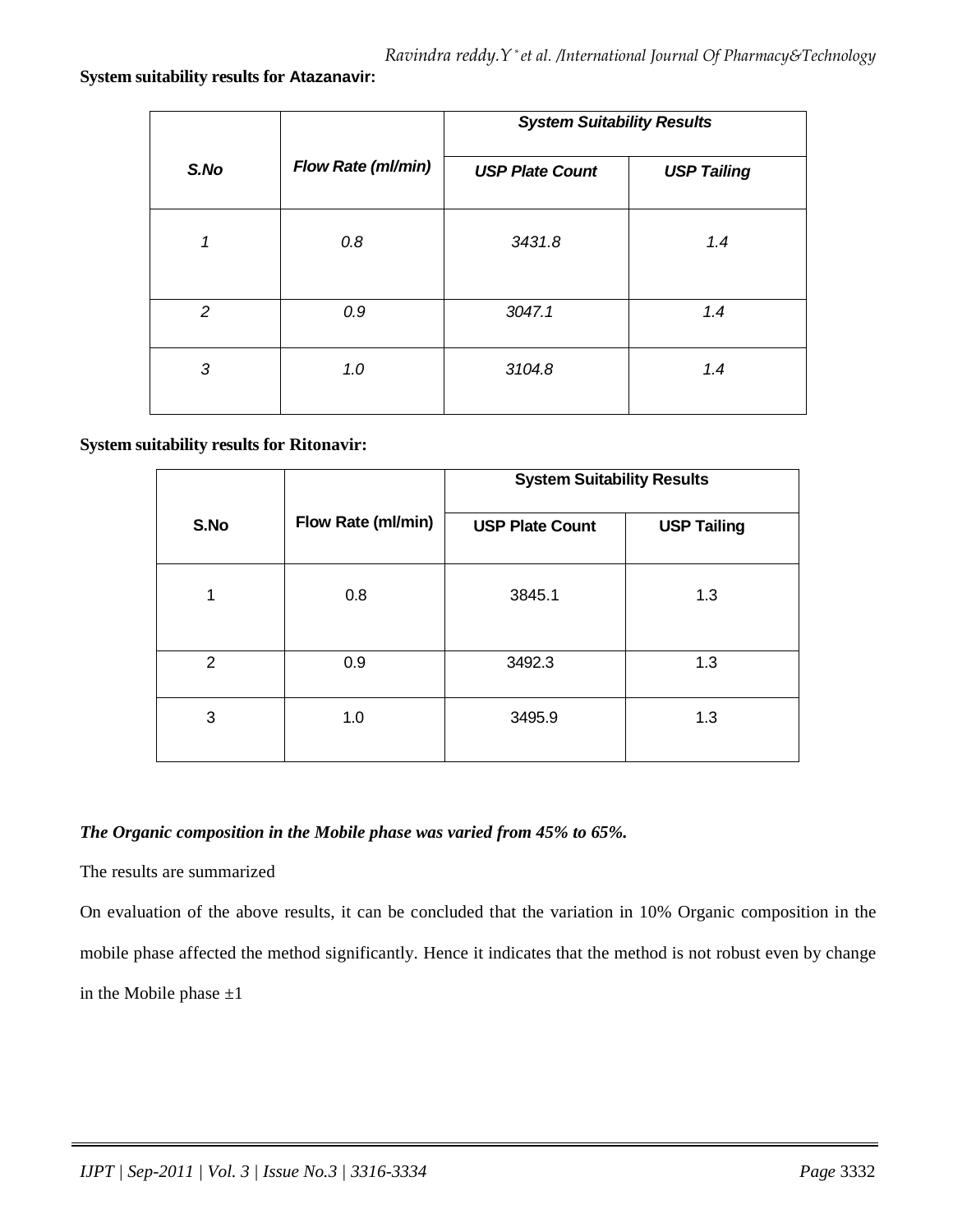**System suitability results for Atazanavir:**

| *S.No* | *Flow Rate (ml/min)* | *System Suitability Results* | |
|---|---|---|---|
| | | *USP Plate Count* | *USP Tailing* |
| *1* | *0.8* | *3431.8* | *1.4* |
| *2* | *0.9* | *3047.1* | *1.4* |
| *3* | *1.0* | *3104.8* | *1.4* |

**System suitability results for Ritonavir:**

| S.No | Flow Rate (ml/min) | System Suitability Results | |
|---|---|---|---|
| | | USP Plate Count | USP Tailing |
| 1 | 0.8 | 3845.1 | 1.3 |
| 2 | 0.9 | 3492.3 | 1.3 |
| 3 | 1.0 | 3495.9 | 1.3 |

***The Organic composition in the Mobile phase was varied from 45% to 65%.***

The results are summarized

On evaluation of the above results, it can be concluded that the variation in 10% Organic composition in the mobile phase affected the method significantly. Hence it indicates that the method is not robust even by change in the Mobile phase ±1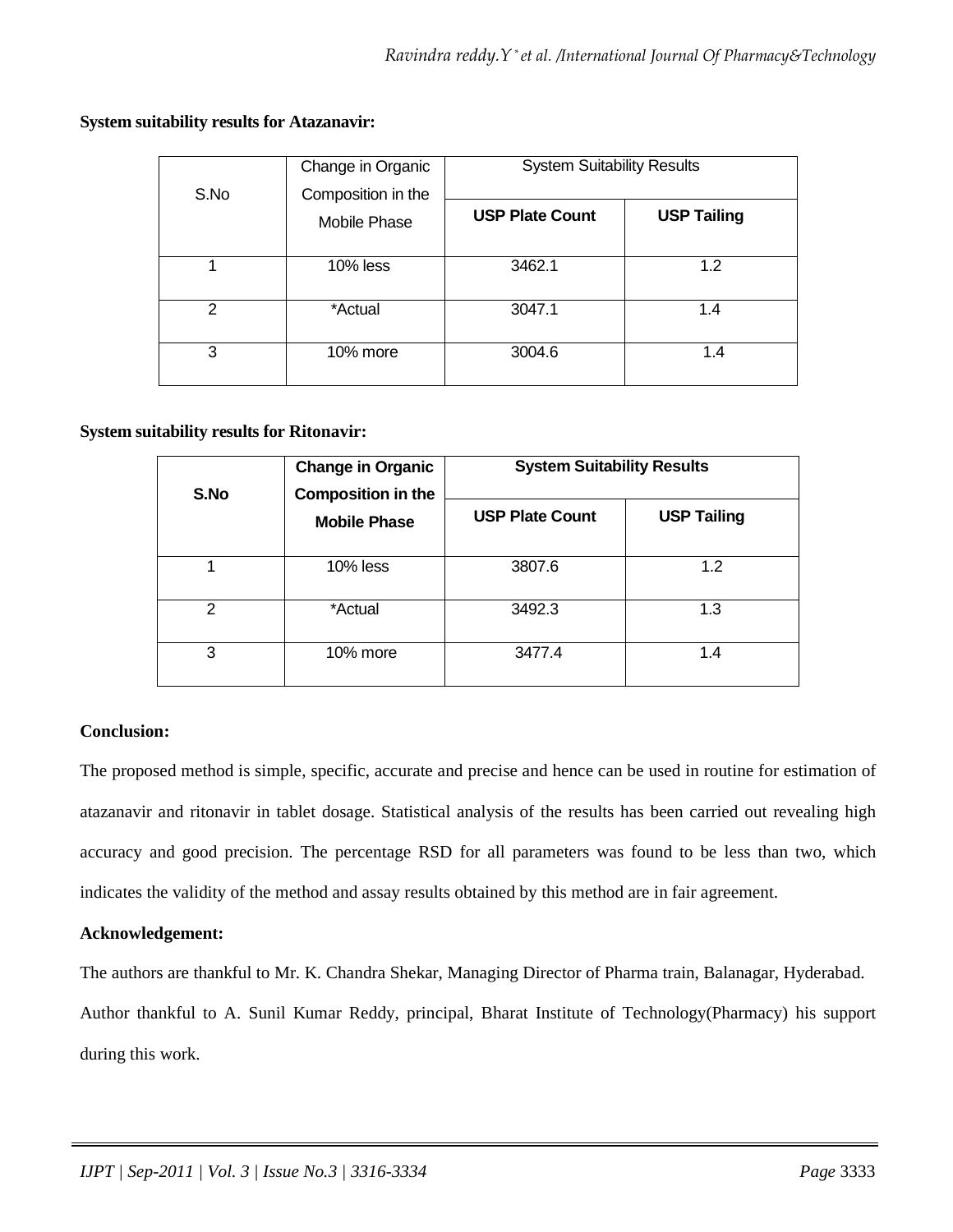**System suitability results for Atazanavir:**

| S.No | Change in Organic Composition in the Mobile Phase | System Suitability Results | |
|---|---|---|---|
| | | **USP Plate Count** | **USP Tailing** |
| 1 | 10% less | 3462.1 | 1.2 |
| 2 | *Actual | 3047.1 | 1.4 |
| 3 | 10% more | 3004.6 | 1.4 |

**System suitability results for Ritonavir:**

| **S.No** | **Change in Organic Composition in the Mobile Phase** | **System Suitability Results** | |
|---|---|---|---|
| | | **USP Plate Count** | **USP Tailing** |
| 1 | 10% less | 3807.6 | 1.2 |
| 2 | *Actual | 3492.3 | 1.3 |
| 3 | 10% more | 3477.4 | 1.4 |

**Conclusion:**

The proposed method is simple, specific, accurate and precise and hence can be used in routine for estimation of atazanavir and ritonavir in tablet dosage. Statistical analysis of the results has been carried out revealing high accuracy and good precision. The percentage RSD for all parameters was found to be less than two, which indicates the validity of the method and assay results obtained by this method are in fair agreement.

**Acknowledgement:**

The authors are thankful to Mr. K. Chandra Shekar, Managing Director of Pharma train, Balanagar, Hyderabad. Author thankful to A. Sunil Kumar Reddy, principal, Bharat Institute of Technology(Pharmacy) his support during this work.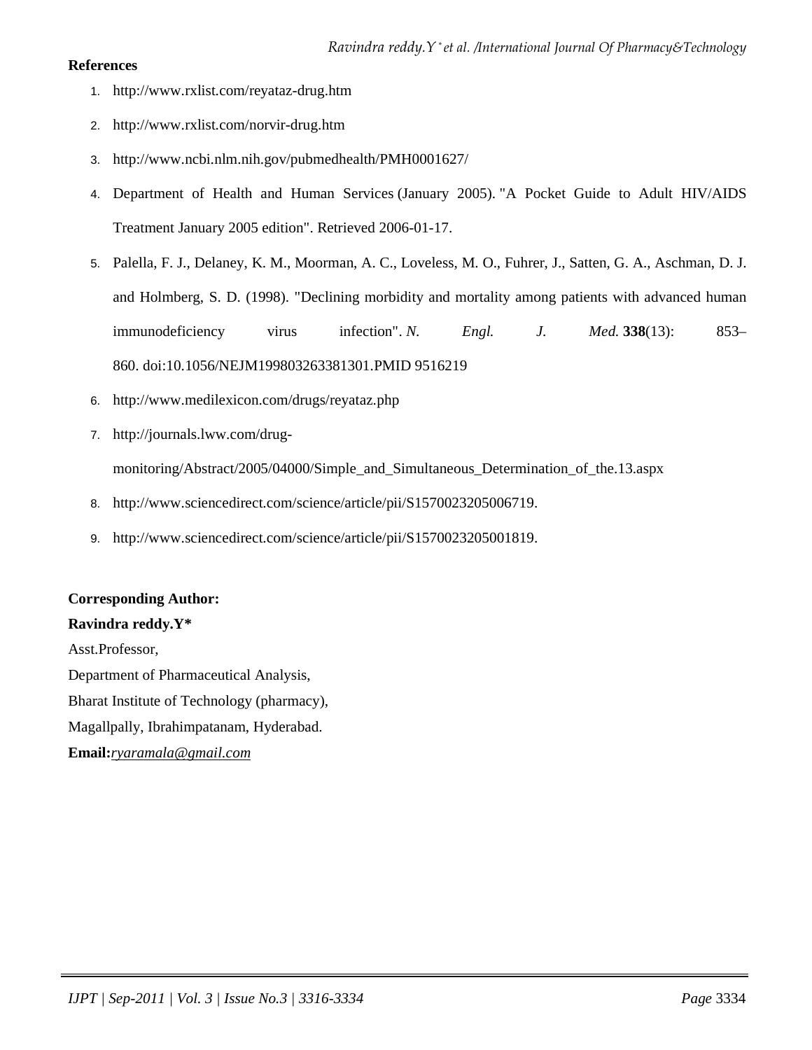**References**

1. http://www.rxlist.com/reyataz-drug.htm
2. http://www.rxlist.com/norvir-drug.htm
3. http://www.ncbi.nlm.nih.gov/pubmedhealth/PMH0001627/
4. Department of Health and Human Services (January 2005). "A Pocket Guide to Adult HIV/AIDS Treatment January 2005 edition". Retrieved 2006-01-17.
5. Palella, F. J., Delaney, K. M., Moorman, A. C., Loveless, M. O., Fuhrer, J., Satten, G. A., Aschman, D. J. and Holmberg, S. D. (1998). "Declining morbidity and mortality among patients with advanced human immunodeficiency virus infection". *N. Engl. J. Med.* **338**(13): 853–860. doi:10.1056/NEJM199803263381301.PMID 9516219
6. http://www.medilexicon.com/drugs/reyataz.php
7. http://journals.lww.com/drug-monitoring/Abstract/2005/04000/Simple_and_Simultaneous_Determination_of_the.13.aspx
8. http://www.sciencedirect.com/science/article/pii/S1570023205006719.
9. http://www.sciencedirect.com/science/article/pii/S1570023205001819.

**Corresponding Author:**

**Ravindra reddy.Y***

Asst.Professor,

Department of Pharmaceutical Analysis,

Bharat Institute of Technology (pharmacy),

Magallpally, Ibrahimpatanam, Hyderabad.

**Email:***ryaramala@gmail.com*